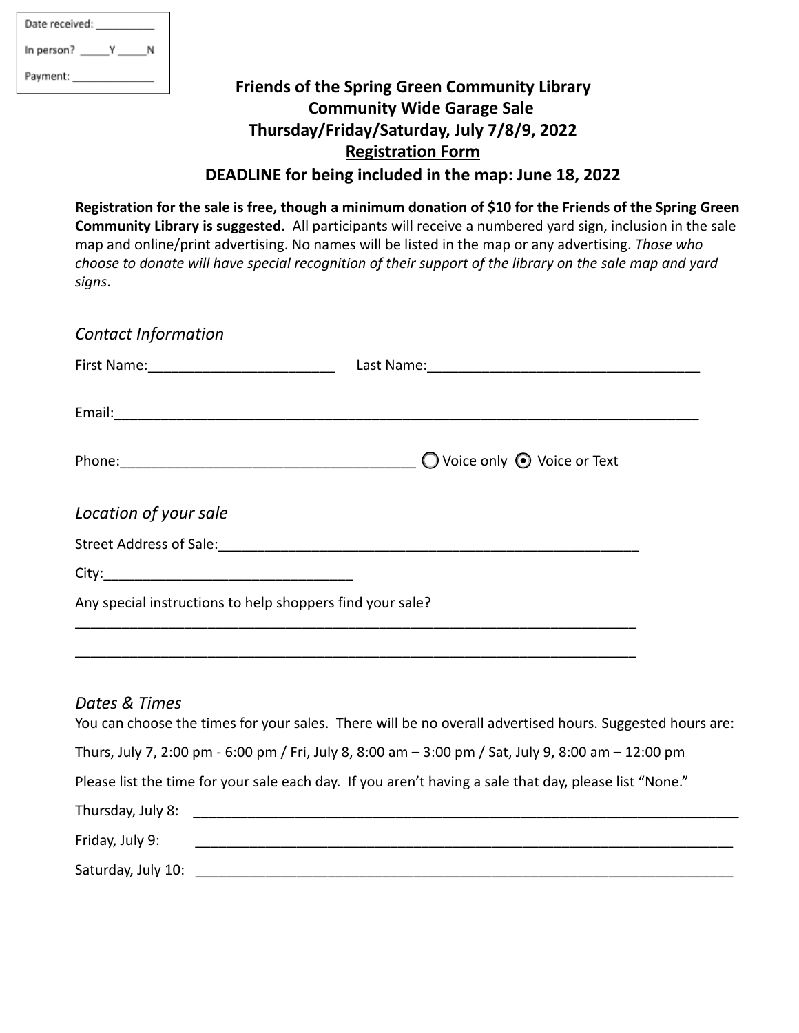Date received: __________

In person? _____Y _____N

Payment: _____________

# Friends of the Spring Green Community Library
# Community Wide Garage Sale
# Thursday/Friday/Saturday, July 7/8/9, 2022
## <u>Registration Form</u>
## DEADLINE for being included in the map: June 18, 2022

**Registration for the sale is free, though a minimum donation of $10 for the Friends of the Spring Green Community Library is suggested.** All participants will receive a numbered yard sign, inclusion in the sale map and online/print advertising. No names will be listed in the map or any advertising. *Those who choose to donate will have special recognition of their support of the library on the sale map and yard signs*.

### *Contact Information*

First Name:________________________ Last Name:___________________________________

Email:_____________________________________________________________________________

Phone:______________________________________ ○ Voice only ◉ Voice or Text

### *Location of your sale*

Street Address of Sale:________________________________________________________

City:________________________________

Any special instructions to help shoppers find your sale?

___________________________________________________________________________

___________________________________________________________________________

### *Dates & Times*

You can choose the times for your sales. There will be no overall advertised hours. Suggested hours are:

Thurs, July 7, 2:00 pm - 6:00 pm / Fri, July 8, 8:00 am – 3:00 pm / Sat, July 9, 8:00 am – 12:00 pm

Please list the time for your sale each day. If you aren't having a sale that day, please list "None."

Thursday, July 8: ________________________________________________________________________

Friday, July 9: ________________________________________________________________________

Saturday, July 10: ________________________________________________________________________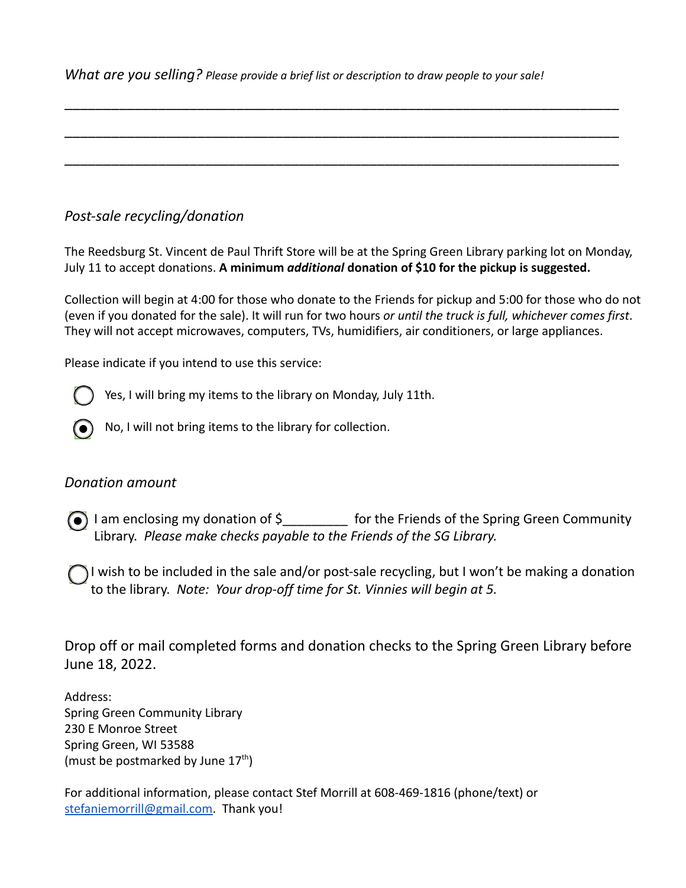*What are you selling? Please provide a brief list or description to draw people to your sale!*

_______________________________________________________________________________

_______________________________________________________________________________

_______________________________________________________________________________

*Post-sale recycling/donation*

The Reedsburg St. Vincent de Paul Thrift Store will be at the Spring Green Library parking lot on Monday, July 11 to accept donations. **A minimum *additional* donation of $10 for the pickup is suggested.**

Collection will begin at 4:00 for those who donate to the Friends for pickup and 5:00 for those who do not (even if you donated for the sale). It will run for two hours *or until the truck is full, whichever comes first*. They will not accept microwaves, computers, TVs, humidifiers, air conditioners, or large appliances.

Please indicate if you intend to use this service:

- ○ Yes, I will bring my items to the library on Monday, July 11th.
- ◉ No, I will not bring items to the library for collection.

*Donation amount*

- ◉ I am enclosing my donation of $_________ for the Friends of the Spring Green Community Library. *Please make checks payable to the Friends of the SG Library.*
- ○ I wish to be included in the sale and/or post-sale recycling, but I won't be making a donation to the library. *Note: Your drop-off time for St. Vinnies will begin at 5.*

Drop off or mail completed forms and donation checks to the Spring Green Library before June 18, 2022.

Address:
Spring Green Community Library
230 E Monroe Street
Spring Green, WI 53588
(must be postmarked by June 17th)

For additional information, please contact Stef Morrill at 608-469-1816 (phone/text) or stefaniemorrill@gmail.com. Thank you!